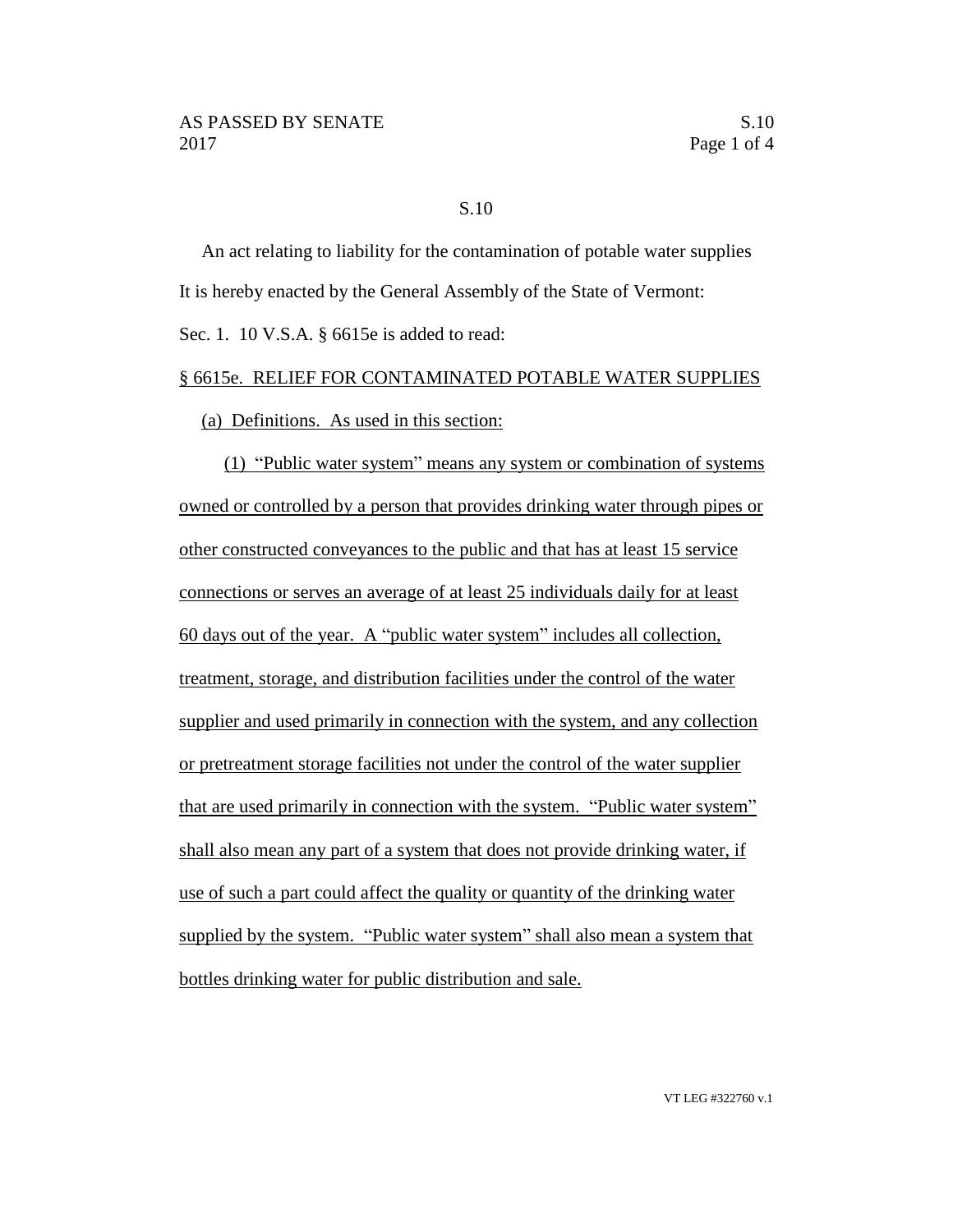S.10

An act relating to liability for the contamination of potable water supplies

It is hereby enacted by the General Assembly of the State of Vermont:

Sec. 1. 10 V.S.A. § 6615e is added to read:

§ 6615e. RELIEF FOR CONTAMINATED POTABLE WATER SUPPLIES

(a) Definitions. As used in this section:

(1) "Public water system" means any system or combination of systems owned or controlled by a person that provides drinking water through pipes or other constructed conveyances to the public and that has at least 15 service connections or serves an average of at least 25 individuals daily for at least 60 days out of the year. A "public water system" includes all collection, treatment, storage, and distribution facilities under the control of the water supplier and used primarily in connection with the system, and any collection or pretreatment storage facilities not under the control of the water supplier that are used primarily in connection with the system. "Public water system" shall also mean any part of a system that does not provide drinking water, if use of such a part could affect the quality or quantity of the drinking water supplied by the system. "Public water system" shall also mean a system that bottles drinking water for public distribution and sale.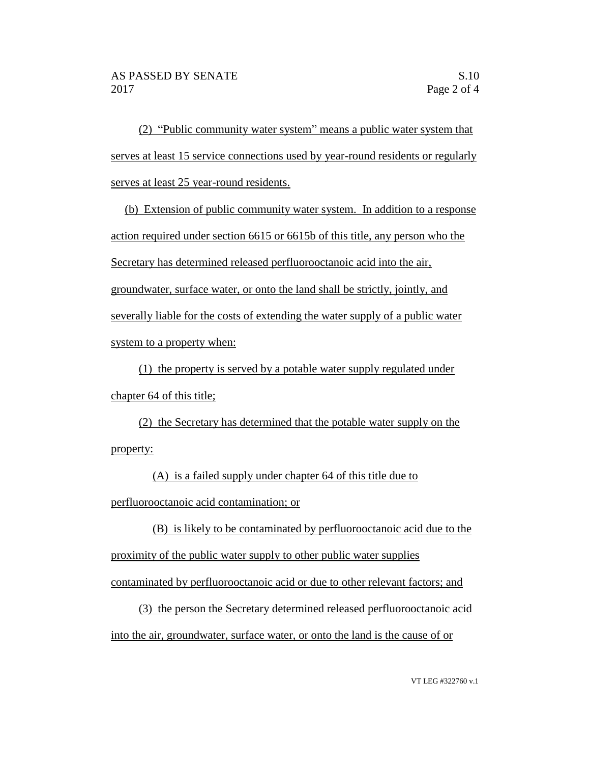(2) "Public community water system" means a public water system that serves at least 15 service connections used by year-round residents or regularly serves at least 25 year-round residents.

(b) Extension of public community water system. In addition to a response action required under section 6615 or 6615b of this title, any person who the Secretary has determined released perfluorooctanoic acid into the air, groundwater, surface water, or onto the land shall be strictly, jointly, and severally liable for the costs of extending the water supply of a public water system to a property when:

(1) the property is served by a potable water supply regulated under chapter 64 of this title;

(2) the Secretary has determined that the potable water supply on the property:

(A) is a failed supply under chapter 64 of this title due to perfluorooctanoic acid contamination; or

(B) is likely to be contaminated by perfluorooctanoic acid due to the proximity of the public water supply to other public water supplies contaminated by perfluorooctanoic acid or due to other relevant factors; and

(3) the person the Secretary determined released perfluorooctanoic acid into the air, groundwater, surface water, or onto the land is the cause of or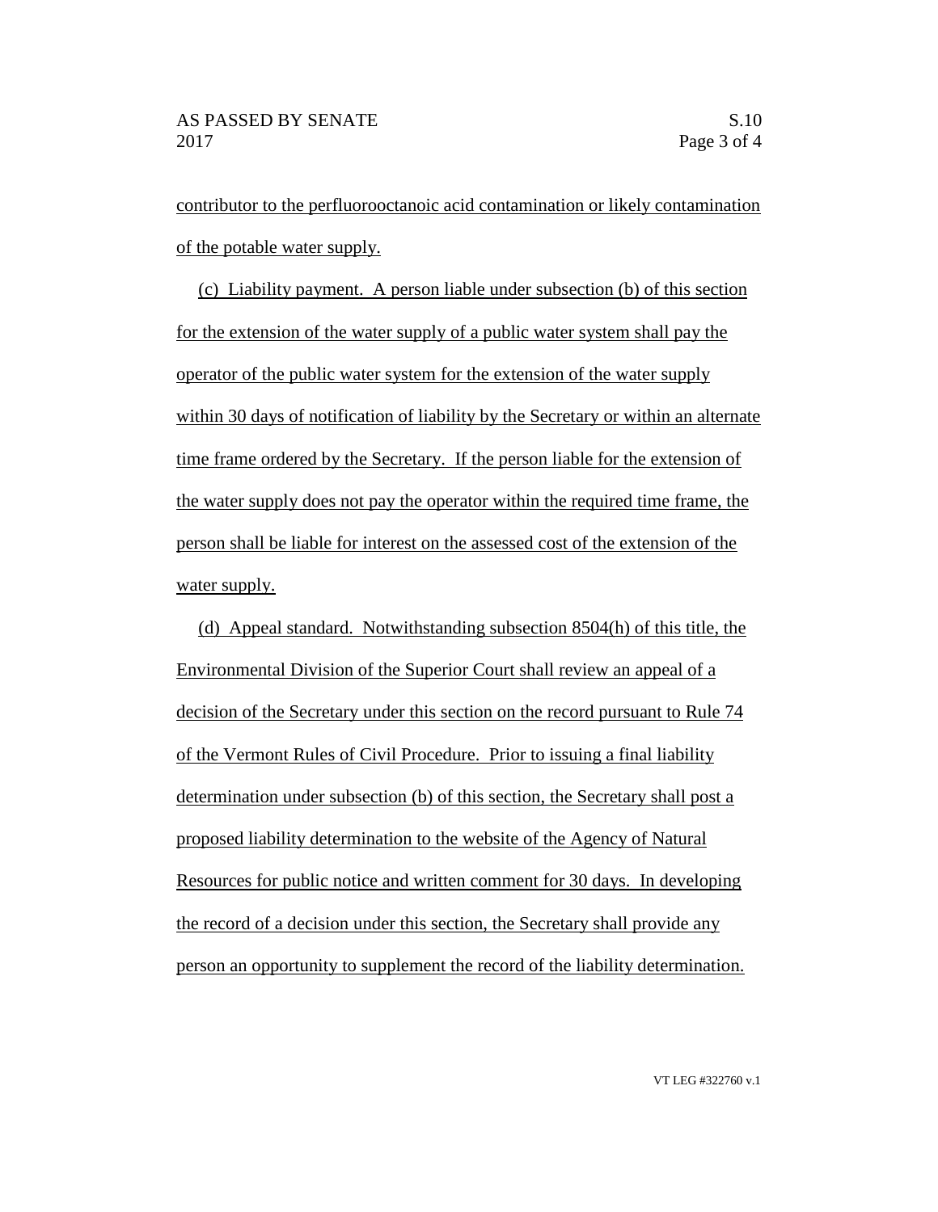contributor to the perfluorooctanoic acid contamination or likely contamination of the potable water supply.

(c) Liability payment. A person liable under subsection (b) of this section for the extension of the water supply of a public water system shall pay the operator of the public water system for the extension of the water supply within 30 days of notification of liability by the Secretary or within an alternate time frame ordered by the Secretary. If the person liable for the extension of the water supply does not pay the operator within the required time frame, the person shall be liable for interest on the assessed cost of the extension of the water supply.

(d) Appeal standard. Notwithstanding subsection 8504(h) of this title, the Environmental Division of the Superior Court shall review an appeal of a decision of the Secretary under this section on the record pursuant to Rule 74 of the Vermont Rules of Civil Procedure. Prior to issuing a final liability determination under subsection (b) of this section, the Secretary shall post a proposed liability determination to the website of the Agency of Natural Resources for public notice and written comment for 30 days. In developing the record of a decision under this section, the Secretary shall provide any person an opportunity to supplement the record of the liability determination.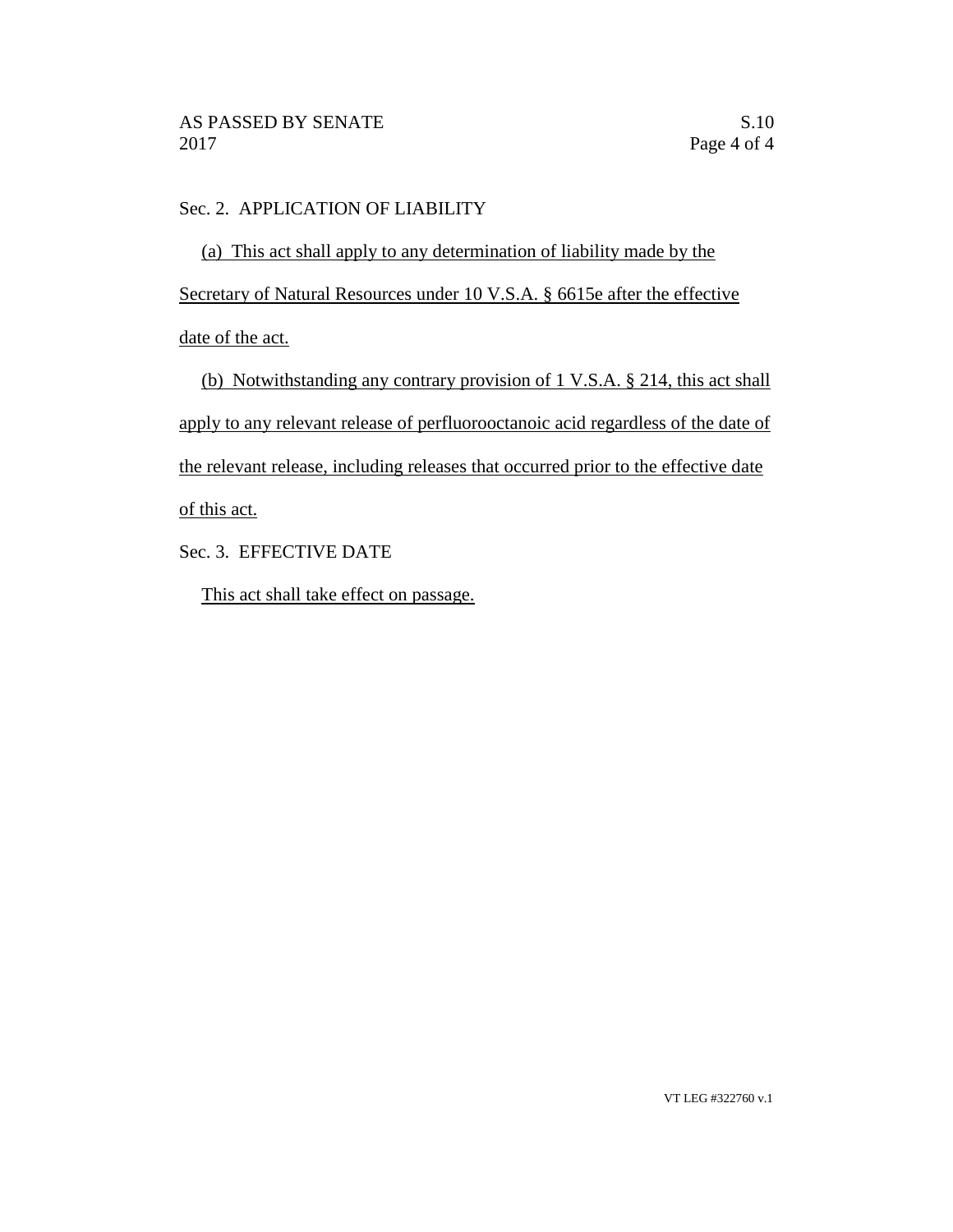Sec. 2. APPLICATION OF LIABILITY

(a) This act shall apply to any determination of liability made by the Secretary of Natural Resources under 10 V.S.A. § 6615e after the effective date of the act.

(b) Notwithstanding any contrary provision of 1 V.S.A. § 214, this act shall apply to any relevant release of perfluorooctanoic acid regardless of the date of the relevant release, including releases that occurred prior to the effective date of this act.

Sec. 3. EFFECTIVE DATE

This act shall take effect on passage.